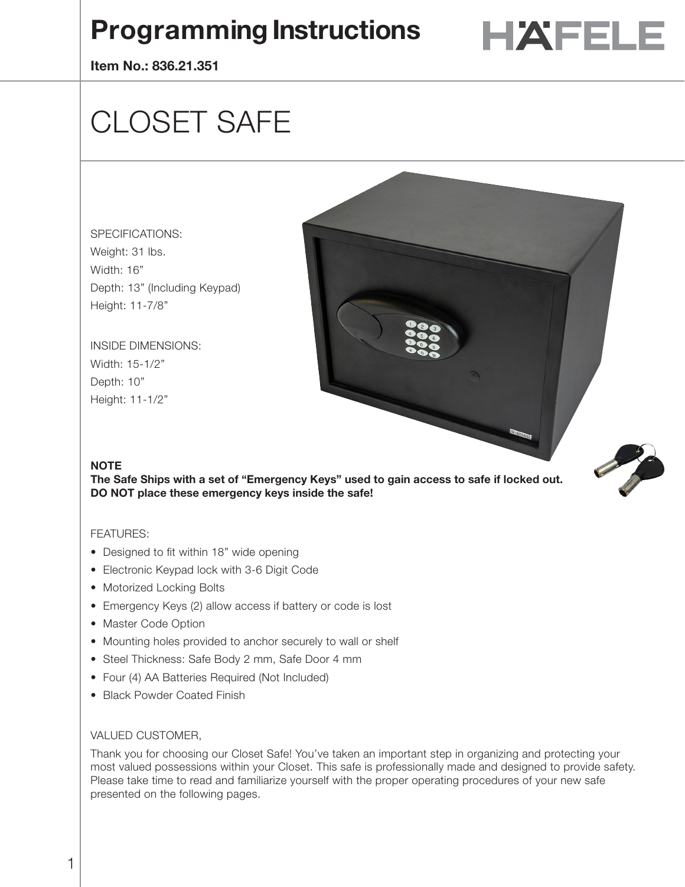# Programming Instructions

HÄFELE

**Item No.: 836.21.351**

# CLOSET SAFE

SPECIFICATIONS:
Weight: 31 lbs.
Width: 16”
Depth: 13” (Including Keypad)
Height: 11-7/8”

INSIDE DIMENSIONS:
Width: 15-1/2”
Depth: 10”
Height: 11-1/2”

**NOTE**
**The Safe Ships with a set of “Emergency Keys” used to gain access to safe if locked out. DO NOT place these emergency keys inside the safe!**

FEATURES:

- Designed to fit within 18” wide opening
- Electronic Keypad lock with 3-6 Digit Code
- Motorized Locking Bolts
- Emergency Keys (2) allow access if battery or code is lost
- Master Code Option
- Mounting holes provided to anchor securely to wall or shelf
- Steel Thickness: Safe Body 2 mm, Safe Door 4 mm
- Four (4) AA Batteries Required (Not Included)
- Black Powder Coated Finish

VALUED CUSTOMER,

Thank you for choosing our Closet Safe! You’ve taken an important step in organizing and protecting your most valued possessions within your Closet. This safe is professionally made and designed to provide safety. Please take time to read and familiarize yourself with the proper operating procedures of your new safe presented on the following pages.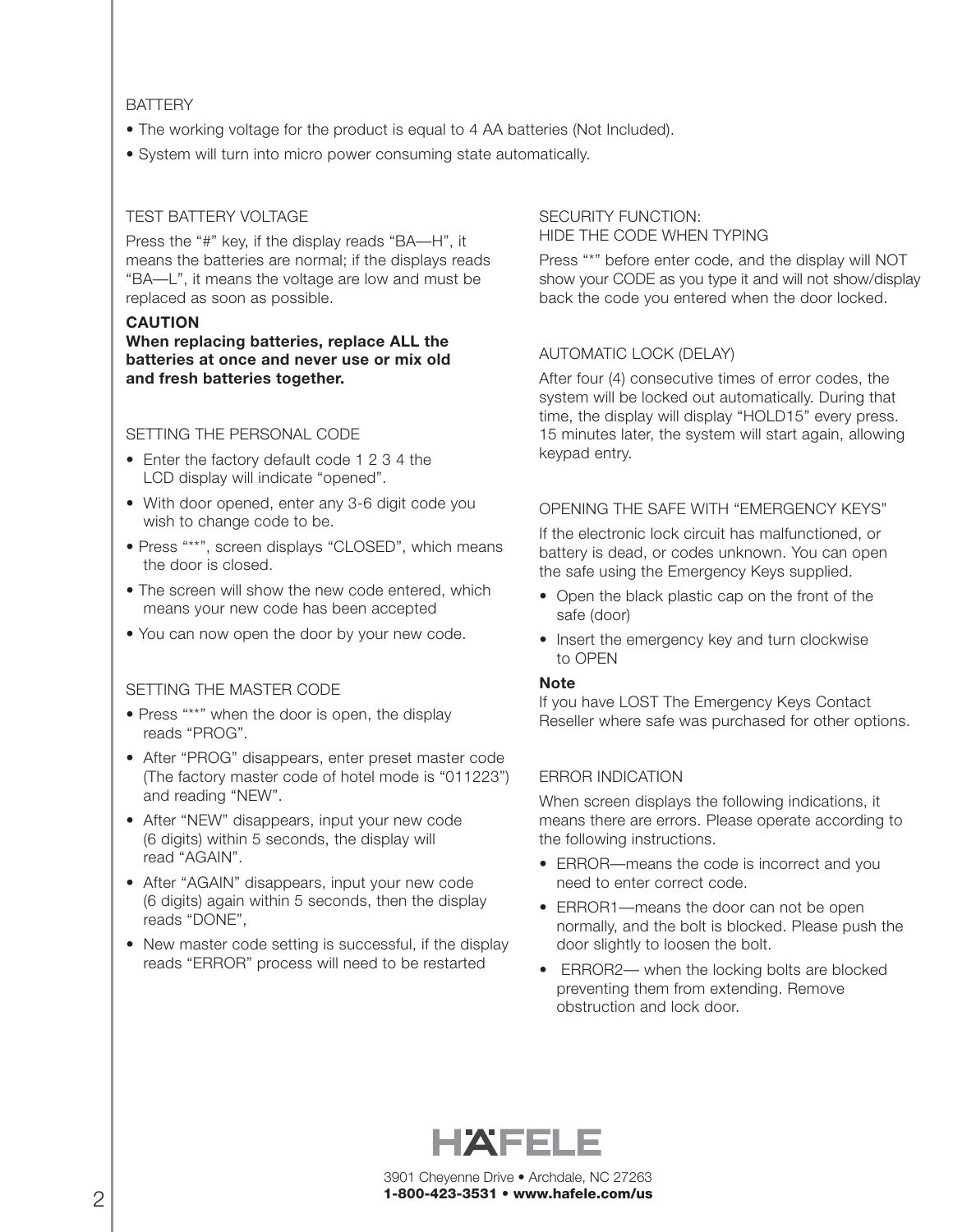## BATTERY

- The working voltage for the product is equal to 4 AA batteries (Not Included).
- System will turn into micro power consuming state automatically.

## TEST BATTERY VOLTAGE

Press the "#" key, if the display reads "BA—H", it means the batteries are normal; if the displays reads "BA—L", it means the voltage are low and must be replaced as soon as possible.

**CAUTION**

**When replacing batteries, replace ALL the batteries at once and never use or mix old and fresh batteries together.**

## SETTING THE PERSONAL CODE

- Enter the factory default code 1 2 3 4 the LCD display will indicate "opened".
- With door opened, enter any 3-6 digit code you wish to change code to be.
- Press "**", screen displays "CLOSED", which means the door is closed.
- The screen will show the new code entered, which means your new code has been accepted
- You can now open the door by your new code.

## SETTING THE MASTER CODE

- Press "**" when the door is open, the display reads "PROG".
- After "PROG" disappears, enter preset master code (The factory master code of hotel mode is "011223") and reading "NEW".
- After "NEW" disappears, input your new code (6 digits) within 5 seconds, the display will read "AGAIN".
- After "AGAIN" disappears, input your new code (6 digits) again within 5 seconds, then the display reads "DONE",
- New master code setting is successful, if the display reads "ERROR" process will need to be restarted

## SECURITY FUNCTION: HIDE THE CODE WHEN TYPING

Press "*" before enter code, and the display will NOT show your CODE as you type it and will not show/display back the code you entered when the door locked.

## AUTOMATIC LOCK (DELAY)

After four (4) consecutive times of error codes, the system will be locked out automatically. During that time, the display will display "HOLD15" every press. 15 minutes later, the system will start again, allowing keypad entry.

## OPENING THE SAFE WITH "EMERGENCY KEYS"

If the electronic lock circuit has malfunctioned, or battery is dead, or codes unknown. You can open the safe using the Emergency Keys supplied.

- Open the black plastic cap on the front of the safe (door)
- Insert the emergency key and turn clockwise to OPEN

**Note**

If you have LOST The Emergency Keys Contact Reseller where safe was purchased for other options.

## ERROR INDICATION

When screen displays the following indications, it means there are errors. Please operate according to the following instructions.

- ERROR—means the code is incorrect and you need to enter correct code.
- ERROR1—means the door can not be open normally, and the bolt is blocked. Please push the door slightly to loosen the bolt.
- ERROR2— when the locking bolts are blocked preventing them from extending. Remove obstruction and lock door.

HÄFELE

3901 Cheyenne Drive • Archdale, NC 27263

**1-800-423-3531 • www.hafele.com/us**